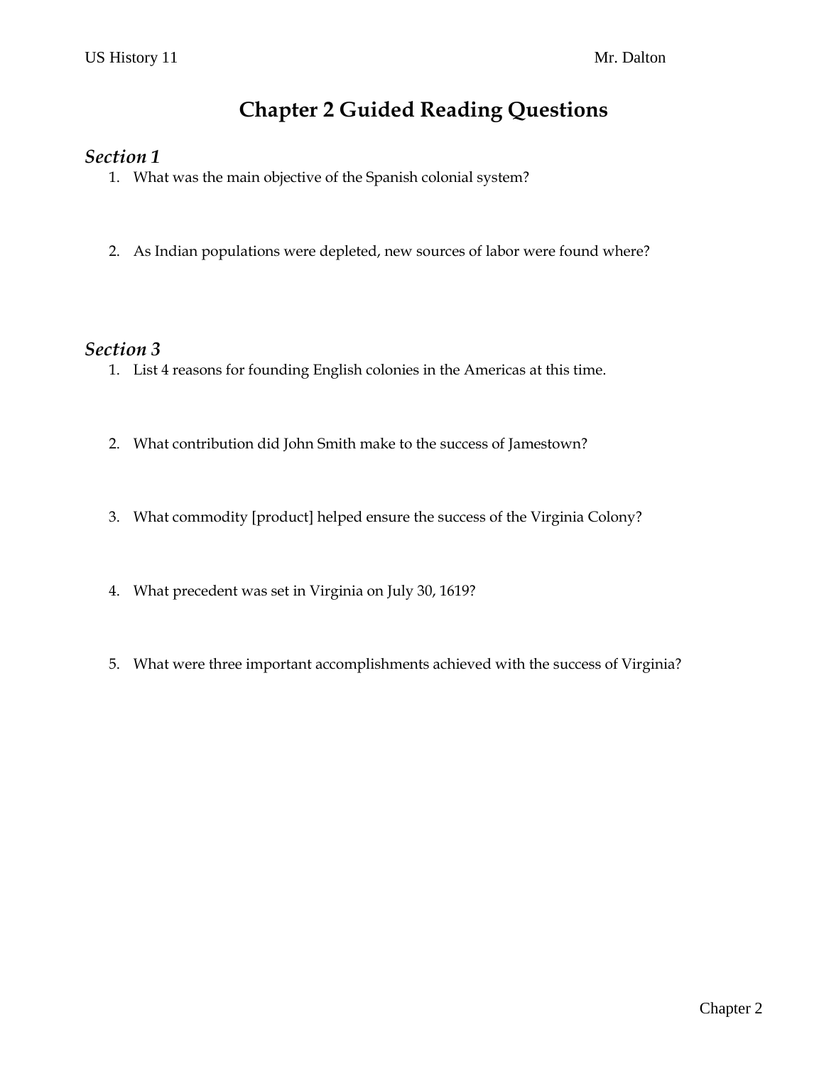US History 11 Mr. Dalton

# Chapter 2 Guided Reading Questions

## *Section 1*

1. What was the main objective of the Spanish colonial system?

2. As Indian populations were depleted, new sources of labor were found where?

## *Section 3*

1. List 4 reasons for founding English colonies in the Americas at this time.

2. What contribution did John Smith make to the success of Jamestown?

3. What commodity [product] helped ensure the success of the Virginia Colony?

4. What precedent was set in Virginia on July 30, 1619?

5. What were three important accomplishments achieved with the success of Virginia?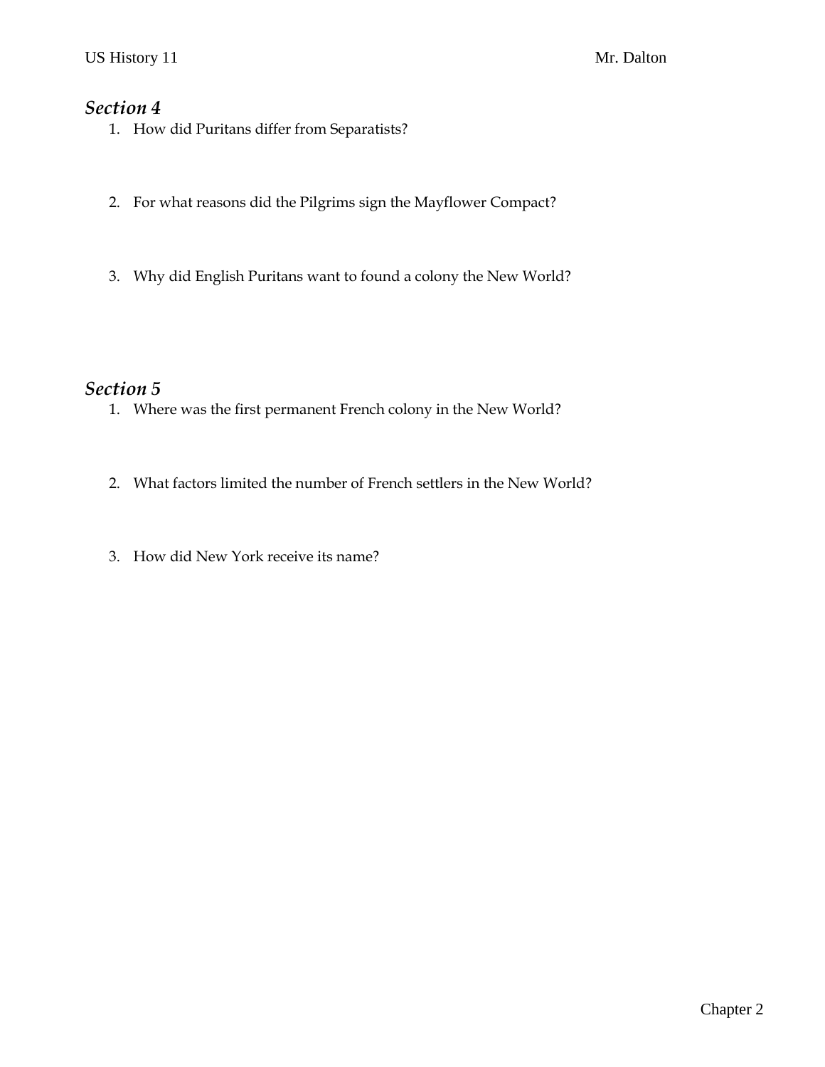## *Section 4*

1. How did Puritans differ from Separatists?

2. For what reasons did the Pilgrims sign the Mayflower Compact?

3. Why did English Puritans want to found a colony the New World?

## *Section 5*

1. Where was the first permanent French colony in the New World?

2. What factors limited the number of French settlers in the New World?

3. How did New York receive its name?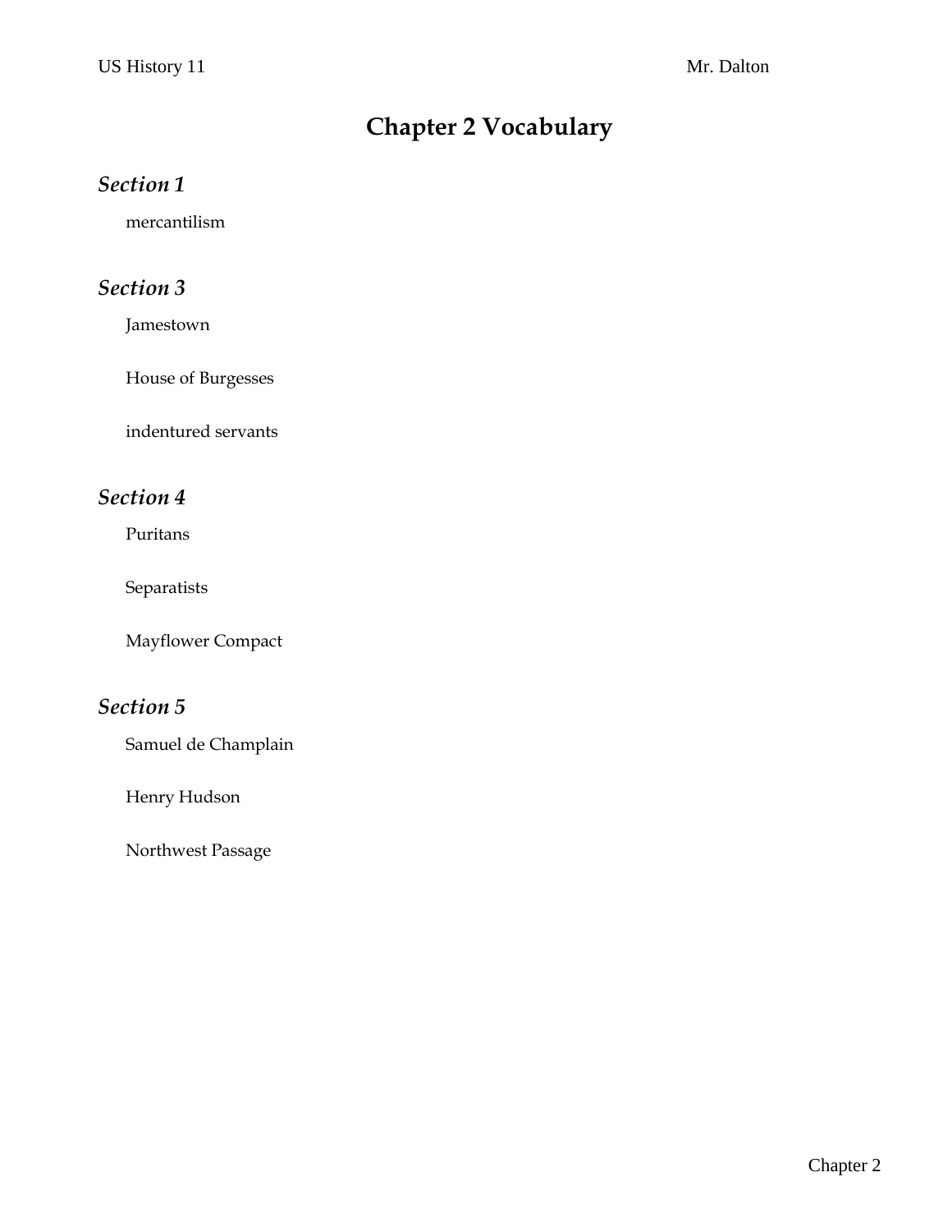# Chapter 2 Vocabulary

### *Section 1*

mercantilism

### *Section 3*

Jamestown

House of Burgesses

indentured servants

### *Section 4*

Puritans

Separatists

Mayflower Compact

### *Section 5*

Samuel de Champlain

Henry Hudson

Northwest Passage